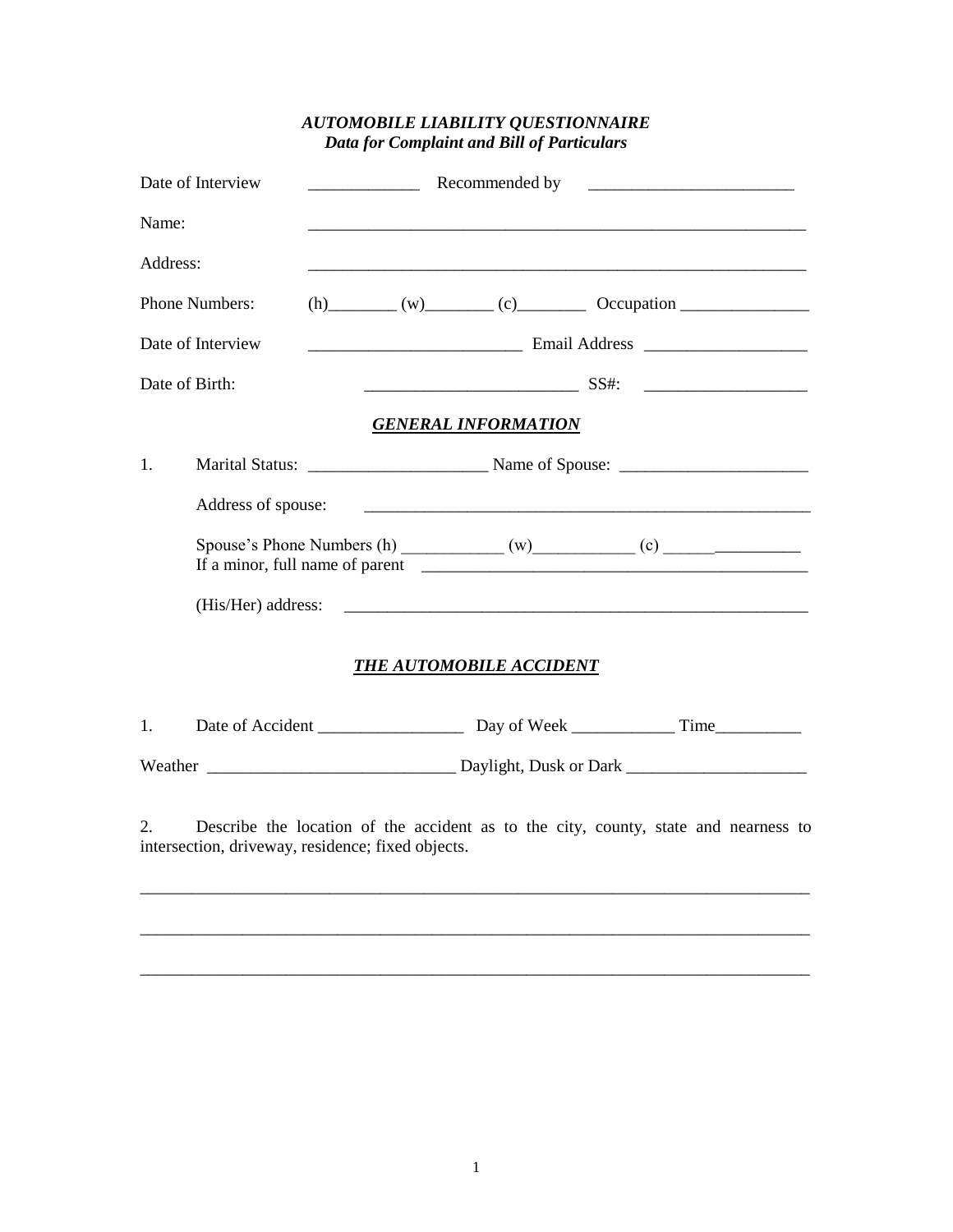# *AUTOMOBILE LIABILITY QUESTIONNAIRE*
## *Data for Complaint and Bill of Particulars*

Date of Interview _____________ Recommended by ________________________

Name: ___________________________________________________________

Address: ___________________________________________________________

Phone Numbers: (h)________ (w)________ (c)________ Occupation _______________

Date of Interview ________________________ Email Address __________________

Date of Birth: ________________________ SS#: __________________

## ***GENERAL INFORMATION***

1. Marital Status: ____________________ Name of Spouse: ______________________

   Address of spouse: ___________________________________________________

   Spouse's Phone Numbers (h) ___________ (w)___________ (c) ______________
   If a minor, full name of parent ____________________________________________

   (His/Her) address: ______________________________________________________

## ***THE AUTOMOBILE ACCIDENT***

1. Date of Accident _________________ Day of Week ____________ Time__________

Weather _____________________________ Daylight, Dusk or Dark _____________________

2. Describe the location of the accident as to the city, county, state and nearness to intersection, driveway, residence; fixed objects.

_______________________________________________________________________________

_______________________________________________________________________________

_______________________________________________________________________________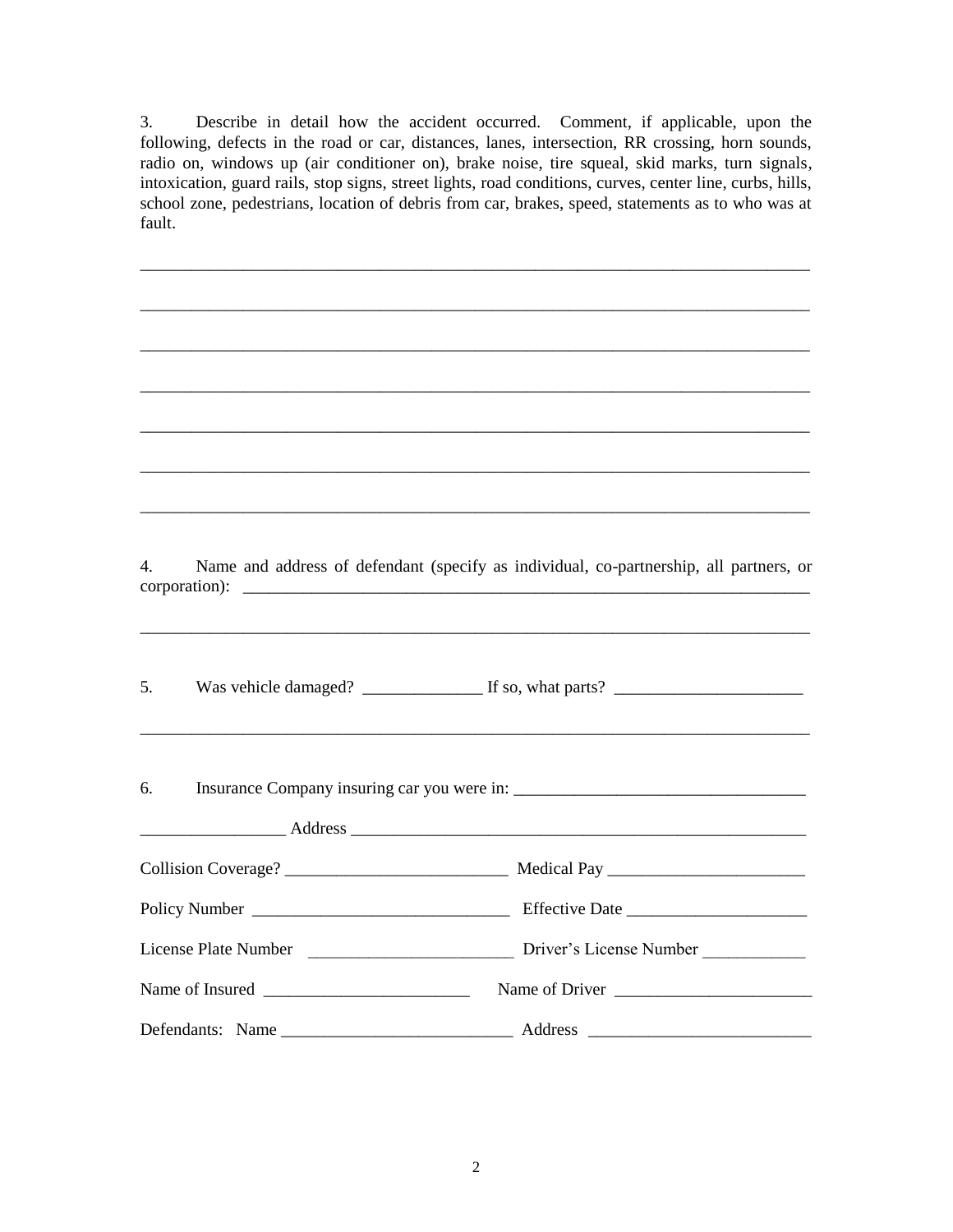3. Describe in detail how the accident occurred. Comment, if applicable, upon the following, defects in the road or car, distances, lanes, intersection, RR crossing, horn sounds, radio on, windows up (air conditioner on), brake noise, tire squeal, skid marks, turn signals, intoxication, guard rails, stop signs, street lights, road conditions, curves, center line, curbs, hills, school zone, pedestrians, location of debris from car, brakes, speed, statements as to who was at fault.

_______________________________________________________________________________

_______________________________________________________________________________

_______________________________________________________________________________

_______________________________________________________________________________

_______________________________________________________________________________

_______________________________________________________________________________

_______________________________________________________________________________

4. Name and address of defendant (specify as individual, co-partnership, all partners, or corporation): _______________________________________________________________

_______________________________________________________________________________

5. Was vehicle damaged? ______________ If so, what parts? ______________________

_______________________________________________________________________________

6. Insurance Company insuring car you were in: __________________________________

_________________ Address _______________________________________________________

Collision Coverage? __________________________ Medical Pay _______________________

Policy Number ______________________________ Effective Date _____________________

License Plate Number ________________________ Driver's License Number ____________

Name of Insured ________________________ Name of Driver _______________________

Defendants: Name ___________________________ Address __________________________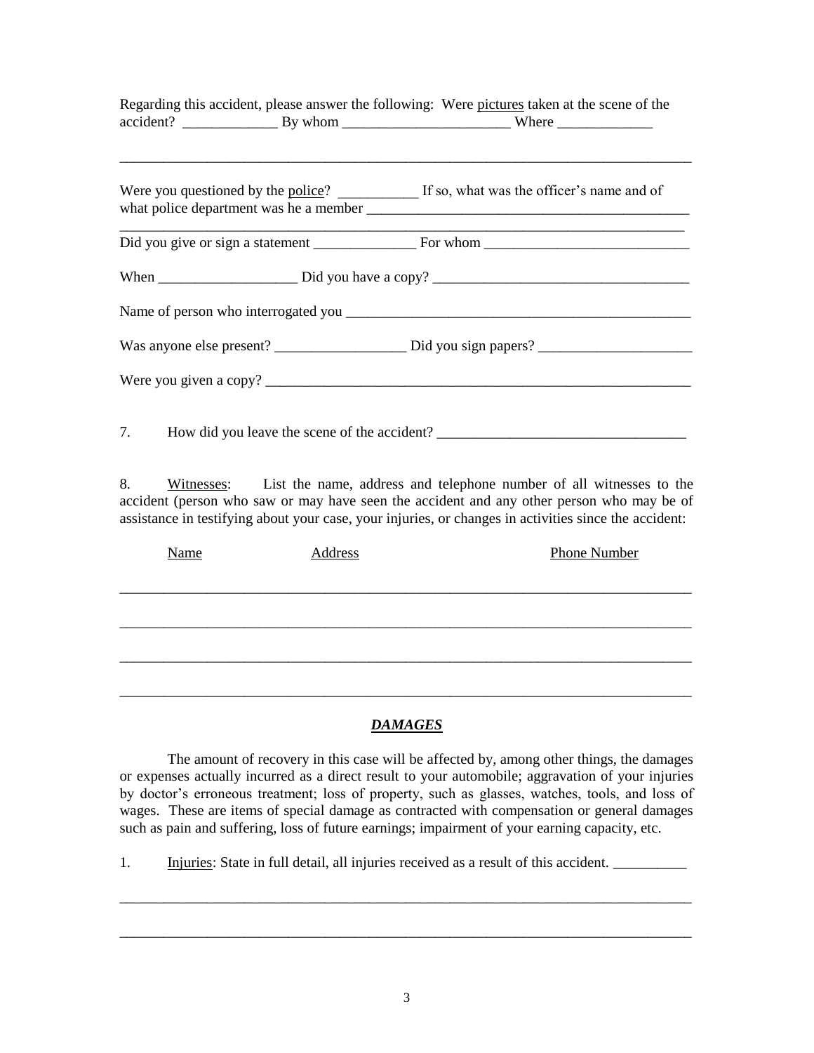Regarding this accident, please answer the following: Were <u>pictures</u> taken at the scene of the accident? _____________ By whom ______________________ Where _____________

_____________________________________________________________________________

Were you questioned by the <u>police</u>? ___________ If so, what was the officer's name and of what police department was he a member ____________________________________________

_____________________________________________________________________________

Did you give or sign a statement ______________ For whom ___________________________

When ___________________ Did you have a copy? __________________________________

Name of person who interrogated you _______________________________________________

Was anyone else present? __________________ Did you sign papers? _____________________

Were you given a copy? _________________________________________________________

7. How did you leave the scene of the accident? _________________________________

8. <u>Witnesses</u>: List the name, address and telephone number of all witnesses to the accident (person who saw or may have seen the accident and any other person who may be of assistance in testifying about your case, your injuries, or changes in activities since the accident:

<u>Name</u> <u>Address</u> <u>Phone Number</u>

_____________________________________________________________________________

_____________________________________________________________________________

_____________________________________________________________________________

_____________________________________________________________________________

## ***DAMAGES***

The amount of recovery in this case will be affected by, among other things, the damages or expenses actually incurred as a direct result to your automobile; aggravation of your injuries by doctor's erroneous treatment; loss of property, such as glasses, watches, tools, and loss of wages. These are items of special damage as contracted with compensation or general damages such as pain and suffering, loss of future earnings; impairment of your earning capacity, etc.

1. <u>Injuries</u>: State in full detail, all injuries received as a result of this accident. __________

_____________________________________________________________________________

_____________________________________________________________________________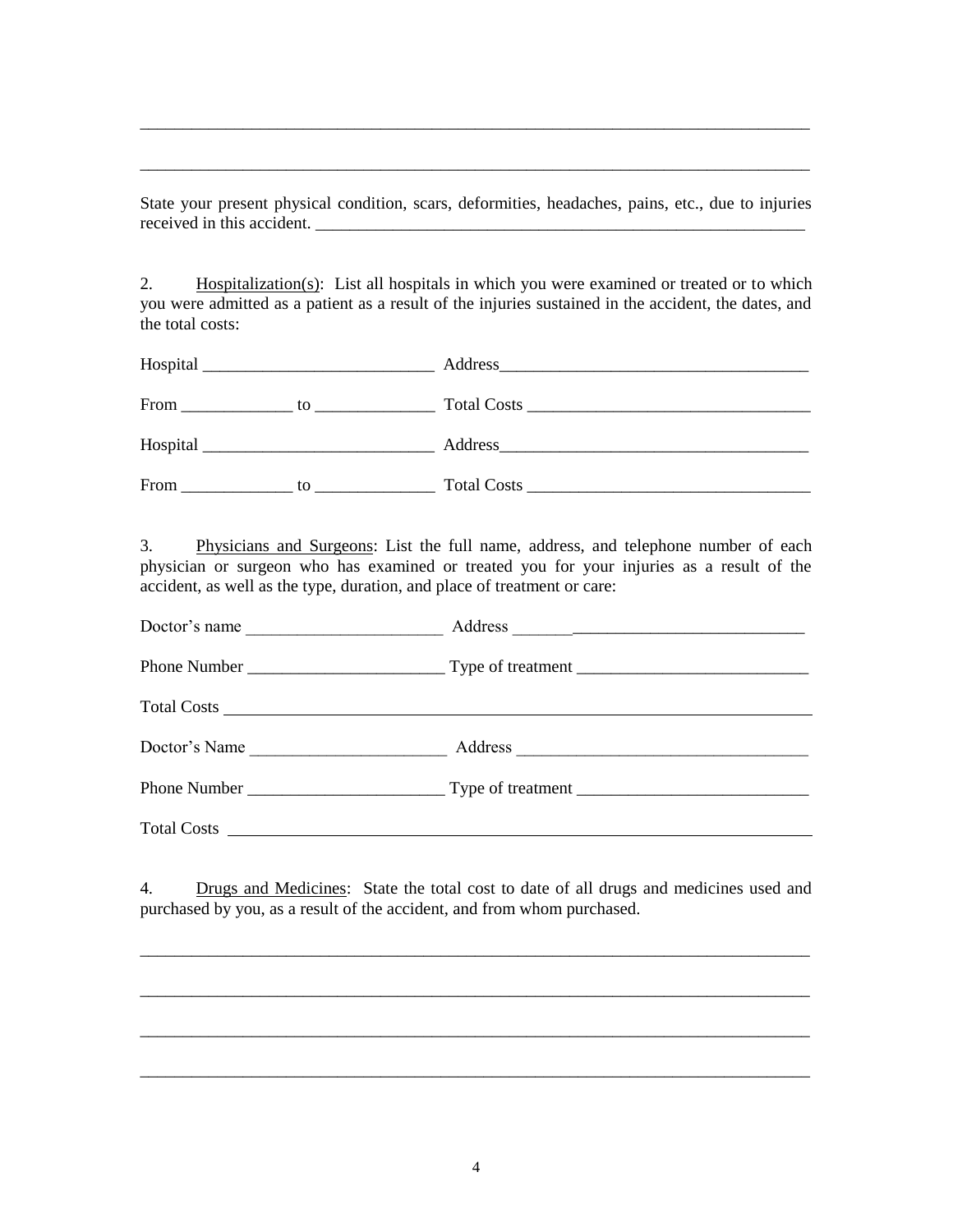\_\_\_\_\_\_\_\_\_\_\_\_\_\_\_\_\_\_\_\_\_\_\_\_\_\_\_\_\_\_\_\_\_\_\_\_\_\_\_\_\_\_\_\_\_\_\_\_\_\_\_\_\_\_\_\_\_\_\_\_\_\_\_\_\_\_\_\_\_\_\_\_\_\_\_\_\_\_

\_\_\_\_\_\_\_\_\_\_\_\_\_\_\_\_\_\_\_\_\_\_\_\_\_\_\_\_\_\_\_\_\_\_\_\_\_\_\_\_\_\_\_\_\_\_\_\_\_\_\_\_\_\_\_\_\_\_\_\_\_\_\_\_\_\_\_\_\_\_\_\_\_\_\_\_\_\_

State your present physical condition, scars, deformities, headaches, pains, etc., due to injuries received in this accident. \_\_\_\_\_\_\_\_\_\_\_\_\_\_\_\_\_\_\_\_\_\_\_\_\_\_\_\_\_\_\_\_\_\_\_\_\_\_\_\_\_\_\_\_\_\_\_\_\_\_\_\_\_\_\_\_\_\_\_\_

2. <u>Hospitalization(s)</u>: List all hospitals in which you were examined or treated or to which you were admitted as a patient as a result of the injuries sustained in the accident, the dates, and the total costs:

Hospital \_\_\_\_\_\_\_\_\_\_\_\_\_\_\_\_\_\_\_\_\_\_\_\_\_\_\_\_ Address\_\_\_\_\_\_\_\_\_\_\_\_\_\_\_\_\_\_\_\_\_\_\_\_\_\_\_\_\_\_\_\_\_\_\_\_\_

From \_\_\_\_\_\_\_\_\_\_\_\_\_ to \_\_\_\_\_\_\_\_\_\_\_\_\_\_ Total Costs \_\_\_\_\_\_\_\_\_\_\_\_\_\_\_\_\_\_\_\_\_\_\_\_\_\_\_\_\_\_\_\_\_

Hospital \_\_\_\_\_\_\_\_\_\_\_\_\_\_\_\_\_\_\_\_\_\_\_\_\_\_\_\_ Address\_\_\_\_\_\_\_\_\_\_\_\_\_\_\_\_\_\_\_\_\_\_\_\_\_\_\_\_\_\_\_\_\_\_\_\_\_

From \_\_\_\_\_\_\_\_\_\_\_\_\_ to \_\_\_\_\_\_\_\_\_\_\_\_\_\_ Total Costs \_\_\_\_\_\_\_\_\_\_\_\_\_\_\_\_\_\_\_\_\_\_\_\_\_\_\_\_\_\_\_\_\_

3. <u>Physicians and Surgeons</u>: List the full name, address, and telephone number of each physician or surgeon who has examined or treated you for your injuries as a result of the accident, as well as the type, duration, and place of treatment or care:

Doctor's name \_\_\_\_\_\_\_\_\_\_\_\_\_\_\_\_\_\_\_\_\_\_\_ Address \_\_\_\_\_\_\_\_\_\_\_\_\_\_\_\_\_\_\_\_\_\_\_\_\_\_\_\_\_\_\_\_\_\_\_

Phone Number \_\_\_\_\_\_\_\_\_\_\_\_\_\_\_\_\_\_\_\_\_\_\_ Type of treatment \_\_\_\_\_\_\_\_\_\_\_\_\_\_\_\_\_\_\_\_\_\_\_\_\_\_\_

Total Costs \_\_\_\_\_\_\_\_\_\_\_\_\_\_\_\_\_\_\_\_\_\_\_\_\_\_\_\_\_\_\_\_\_\_\_\_\_\_\_\_\_\_\_\_\_\_\_\_\_\_\_\_\_\_\_\_\_\_\_\_\_\_\_\_\_\_\_\_\_

Doctor's Name \_\_\_\_\_\_\_\_\_\_\_\_\_\_\_\_\_\_\_\_\_\_\_ Address \_\_\_\_\_\_\_\_\_\_\_\_\_\_\_\_\_\_\_\_\_\_\_\_\_\_\_\_\_\_\_\_\_\_\_

Phone Number \_\_\_\_\_\_\_\_\_\_\_\_\_\_\_\_\_\_\_\_\_\_\_ Type of treatment \_\_\_\_\_\_\_\_\_\_\_\_\_\_\_\_\_\_\_\_\_\_\_\_\_\_\_

Total Costs \_\_\_\_\_\_\_\_\_\_\_\_\_\_\_\_\_\_\_\_\_\_\_\_\_\_\_\_\_\_\_\_\_\_\_\_\_\_\_\_\_\_\_\_\_\_\_\_\_\_\_\_\_\_\_\_\_\_\_\_\_\_\_\_\_\_\_\_\_

4. <u>Drugs and Medicines</u>: State the total cost to date of all drugs and medicines used and purchased by you, as a result of the accident, and from whom purchased.

\_\_\_\_\_\_\_\_\_\_\_\_\_\_\_\_\_\_\_\_\_\_\_\_\_\_\_\_\_\_\_\_\_\_\_\_\_\_\_\_\_\_\_\_\_\_\_\_\_\_\_\_\_\_\_\_\_\_\_\_\_\_\_\_\_\_\_\_\_\_\_\_\_\_\_\_\_\_

\_\_\_\_\_\_\_\_\_\_\_\_\_\_\_\_\_\_\_\_\_\_\_\_\_\_\_\_\_\_\_\_\_\_\_\_\_\_\_\_\_\_\_\_\_\_\_\_\_\_\_\_\_\_\_\_\_\_\_\_\_\_\_\_\_\_\_\_\_\_\_\_\_\_\_\_\_\_

\_\_\_\_\_\_\_\_\_\_\_\_\_\_\_\_\_\_\_\_\_\_\_\_\_\_\_\_\_\_\_\_\_\_\_\_\_\_\_\_\_\_\_\_\_\_\_\_\_\_\_\_\_\_\_\_\_\_\_\_\_\_\_\_\_\_\_\_\_\_\_\_\_\_\_\_\_\_

\_\_\_\_\_\_\_\_\_\_\_\_\_\_\_\_\_\_\_\_\_\_\_\_\_\_\_\_\_\_\_\_\_\_\_\_\_\_\_\_\_\_\_\_\_\_\_\_\_\_\_\_\_\_\_\_\_\_\_\_\_\_\_\_\_\_\_\_\_\_\_\_\_\_\_\_\_\_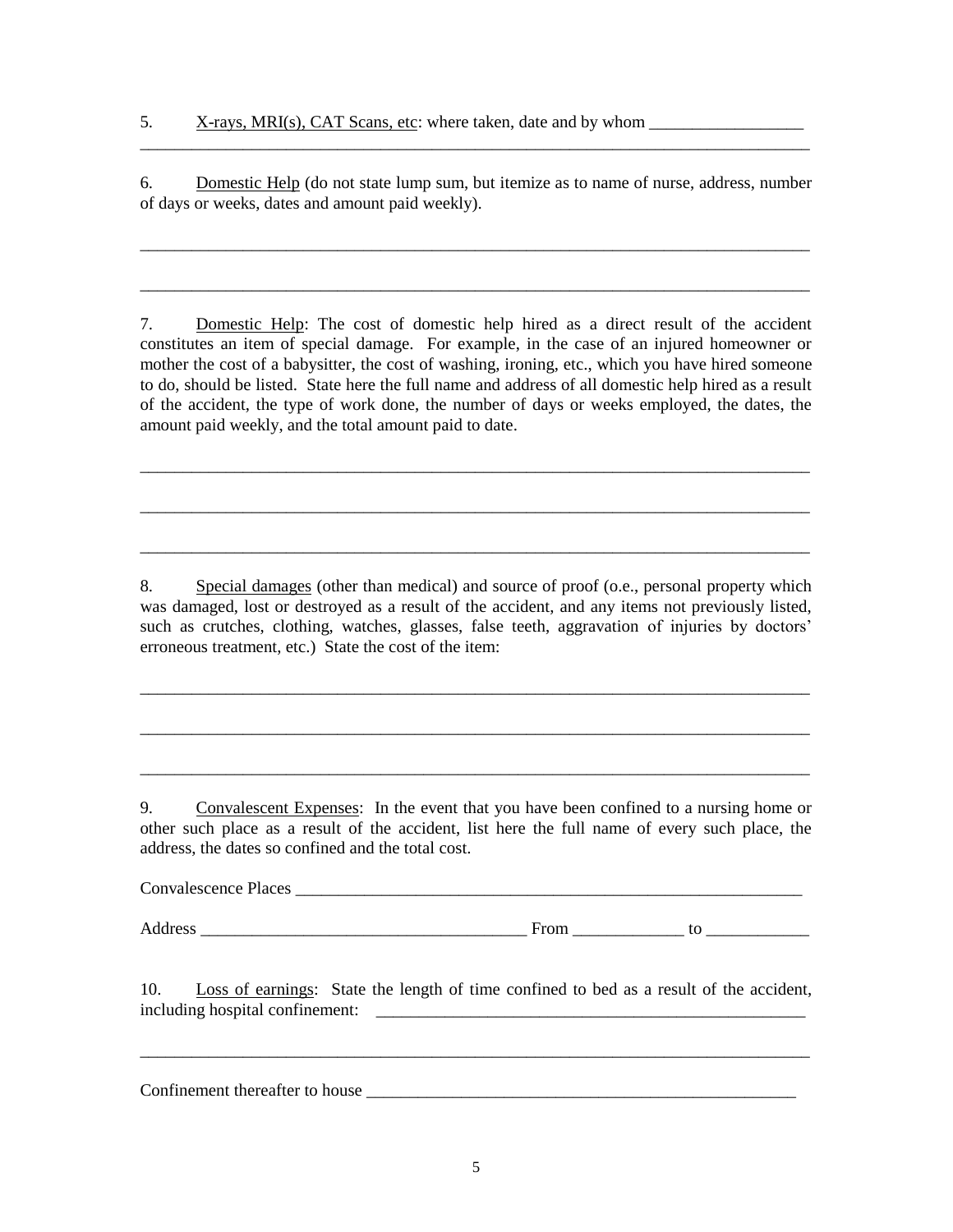5. X-rays, MRI(s), CAT Scans, etc: where taken, date and by whom __________________

_______________________________________________________________________________

6. Domestic Help (do not state lump sum, but itemize as to name of nurse, address, number of days or weeks, dates and amount paid weekly).

_______________________________________________________________________________

_______________________________________________________________________________

7. Domestic Help: The cost of domestic help hired as a direct result of the accident constitutes an item of special damage. For example, in the case of an injured homeowner or mother the cost of a babysitter, the cost of washing, ironing, etc., which you have hired someone to do, should be listed. State here the full name and address of all domestic help hired as a result of the accident, the type of work done, the number of days or weeks employed, the dates, the amount paid weekly, and the total amount paid to date.

_______________________________________________________________________________

_______________________________________________________________________________

_______________________________________________________________________________

8. Special damages (other than medical) and source of proof (o.e., personal property which was damaged, lost or destroyed as a result of the accident, and any items not previously listed, such as crutches, clothing, watches, glasses, false teeth, aggravation of injuries by doctors' erroneous treatment, etc.) State the cost of the item:

_______________________________________________________________________________

_______________________________________________________________________________

_______________________________________________________________________________

9. Convalescent Expenses: In the event that you have been confined to a nursing home or other such place as a result of the accident, list here the full name of every such place, the address, the dates so confined and the total cost.

Convalescence Places ___________________________________________________________

Address ______________________________________ From _____________ to ____________

10. Loss of earnings: State the length of time confined to bed as a result of the accident, including hospital confinement: _____________________________________________________

_______________________________________________________________________________

Confinement thereafter to house _____________________________________________________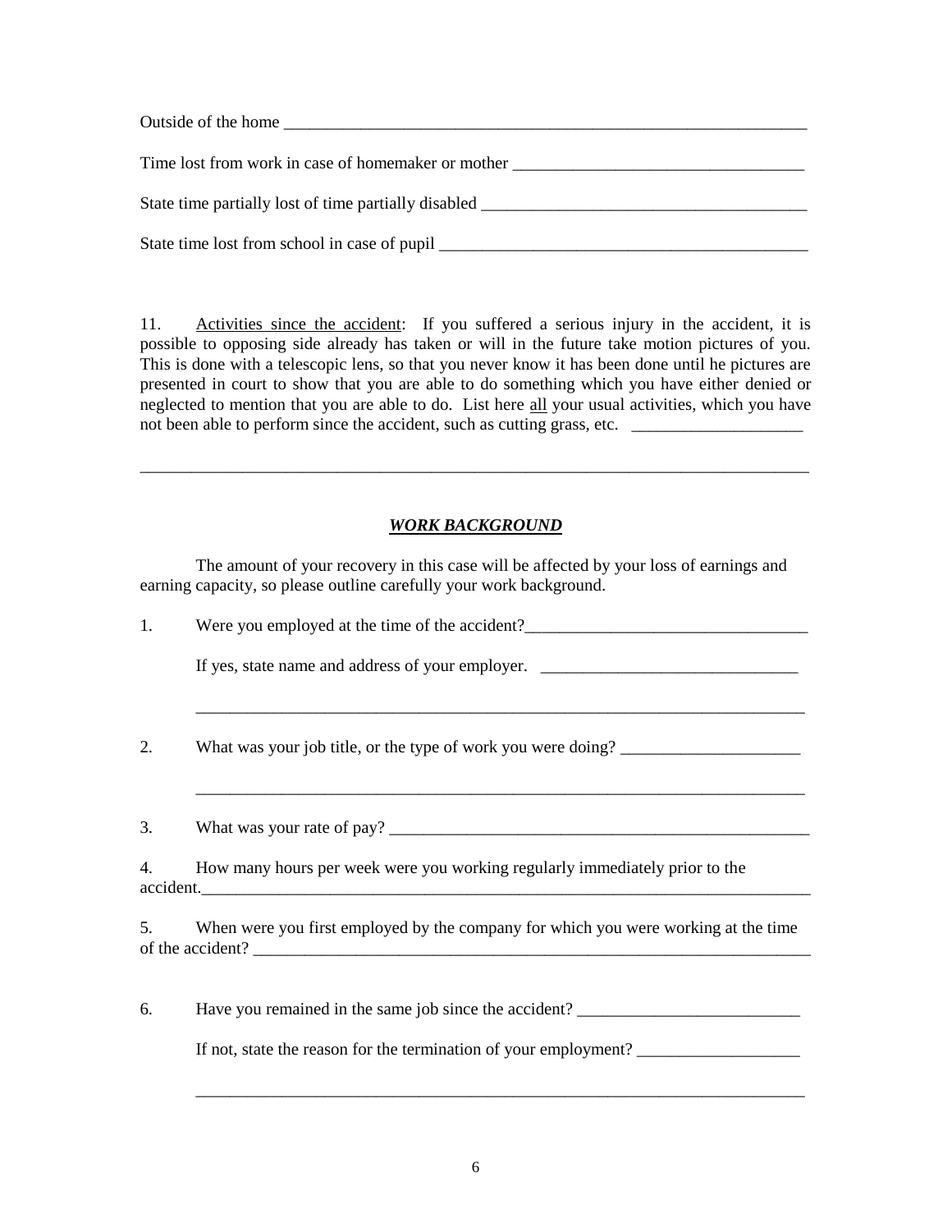Outside of the home ________________________________________________________________

Time lost from work in case of homemaker or mother __________________________________

State time partially lost of time partially disabled ______________________________________

State time lost from school in case of pupil _____________________________________________

11. Activities since the accident: If you suffered a serious injury in the accident, it is possible to opposing side already has taken or will in the future take motion pictures of you. This is done with a telescopic lens, so that you never know it has been done until he pictures are presented in court to show that you are able to do something which you have either denied or neglected to mention that you are able to do. List here all your usual activities, which you have not been able to perform since the accident, such as cutting grass, etc. ____________________

_____________________________________________________________________________________

## ***WORK BACKGROUND***

The amount of your recovery in this case will be affected by your loss of earnings and earning capacity, so please outline carefully your work background.

1. Were you employed at the time of the accident?_________________________________

   If yes, state name and address of your employer. ______________________________

   ___________________________________________________________________________

2. What was your job title, or the type of work you were doing? _____________________

   ___________________________________________________________________________

3. What was your rate of pay? __________________________________________________

4. How many hours per week were you working regularly immediately prior to the accident.___________________________________________________________________________

5. When were you first employed by the company for which you were working at the time of the accident? _____________________________________________________________________

6. Have you remained in the same job since the accident? __________________________

   If not, state the reason for the termination of your employment? ___________________

   ___________________________________________________________________________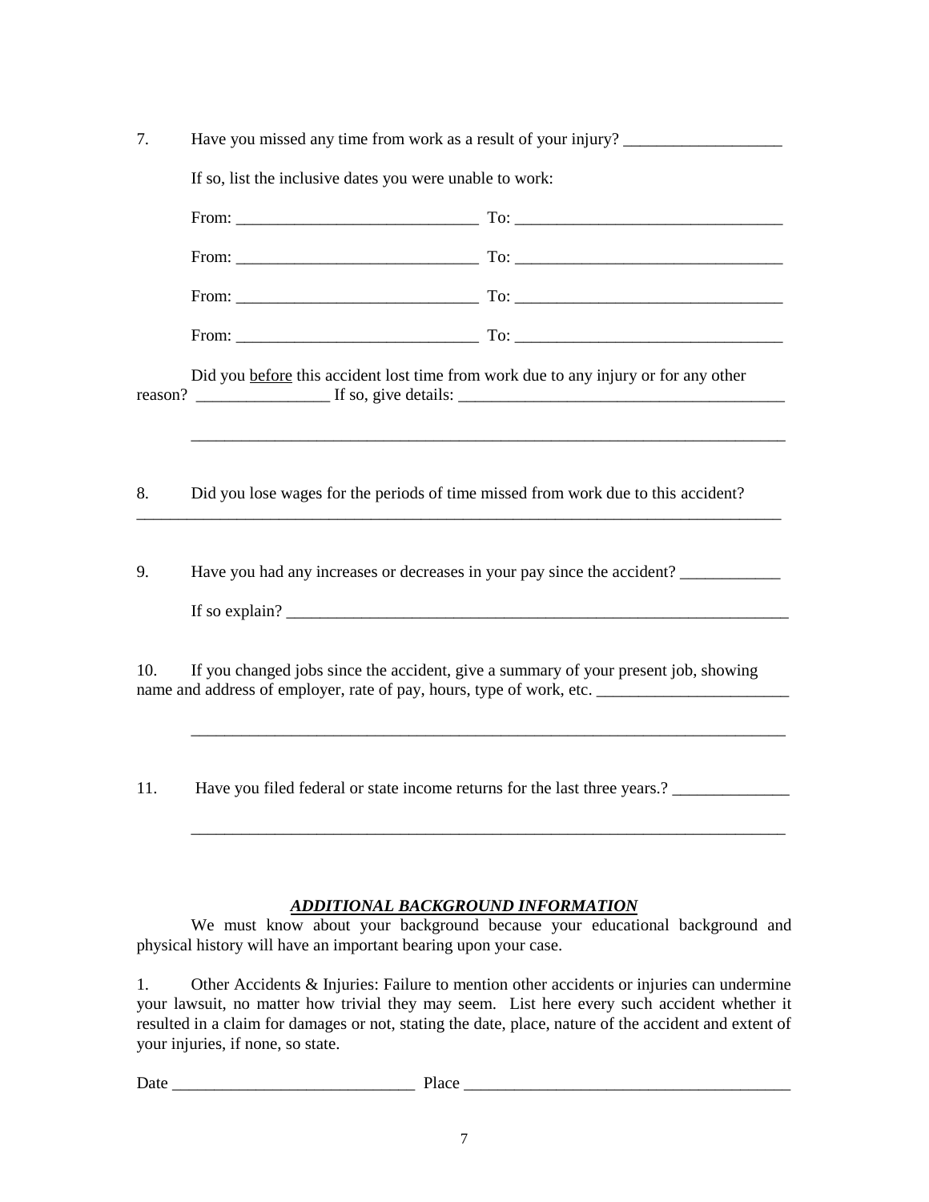7. Have you missed any time from work as a result of your injury? ___________________

   If so, list the inclusive dates you were unable to work:

   From: _____________________________ To: ________________________________

   From: _____________________________ To: ________________________________

   From: _____________________________ To: ________________________________

   From: _____________________________ To: ________________________________

   Did you <u>before</u> this accident lost time from work due to any injury or for any other reason? ________________ If so, give details: _______________________________________

   ________________________________________________________________________

8. Did you lose wages for the periods of time missed from work due to this accident?
_______________________________________________________________________________

9. Have you had any increases or decreases in your pay since the accident? ____________

   If so explain? ______________________________________________________________

10. If you changed jobs since the accident, give a summary of your present job, showing name and address of employer, rate of pay, hours, type of work, etc. _______________________

   ________________________________________________________________________

11. Have you filed federal or state income returns for the last three years.? ______________

   ________________________________________________________________________

## ***ADDITIONAL BACKGROUND INFORMATION***

We must know about your background because your educational background and physical history will have an important bearing upon your case.

1. Other Accidents & Injuries: Failure to mention other accidents or injuries can undermine your lawsuit, no matter how trivial they may seem. List here every such accident whether it resulted in a claim for damages or not, stating the date, place, nature of the accident and extent of your injuries, if none, so state.

Date _____________________________ Place ________________________________________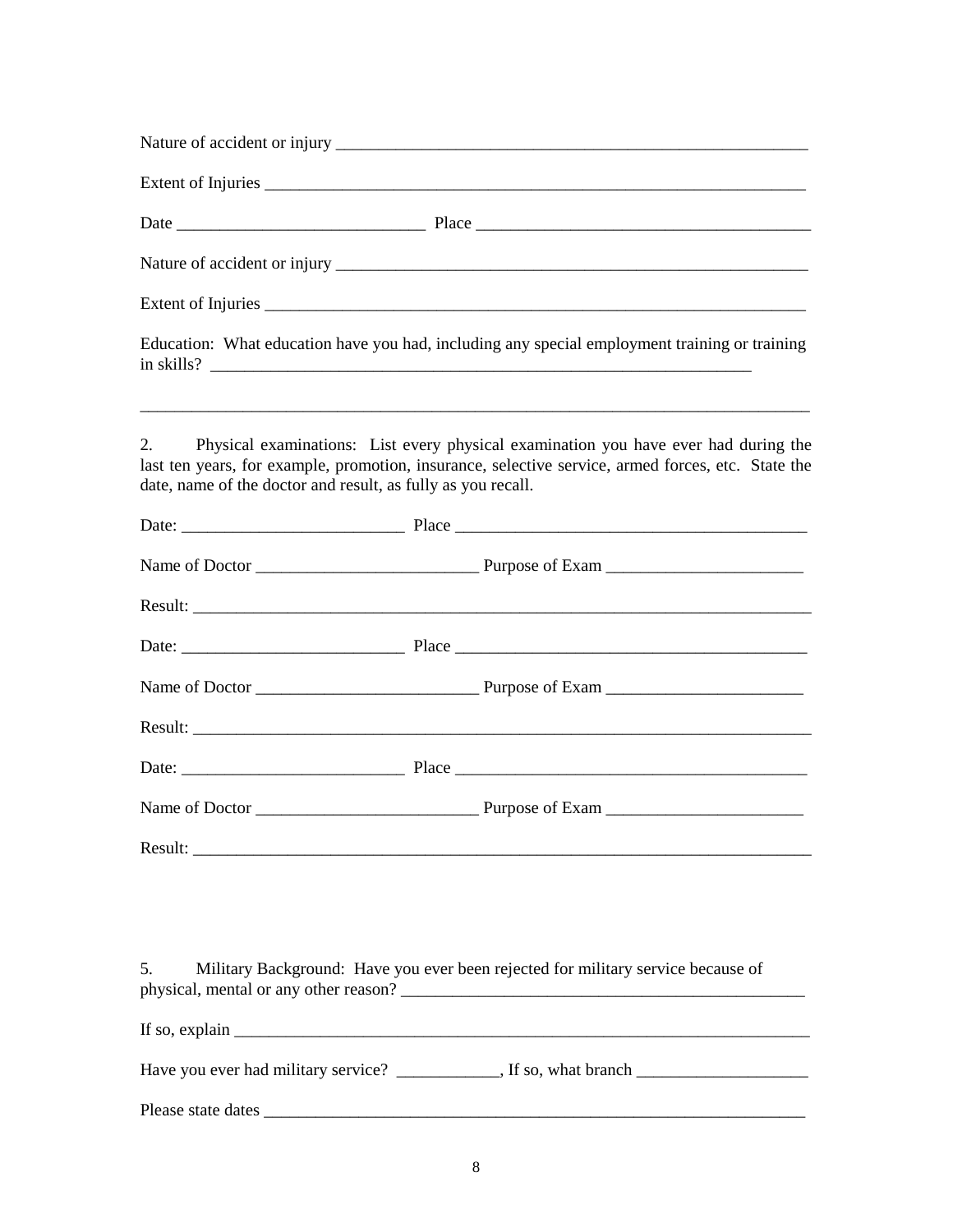Nature of accident or injury ___________________________________________________________

Extent of Injuries ___________________________________________________________________

Date ______________________________ Place _________________________________________

Nature of accident or injury ___________________________________________________________

Extent of Injuries ___________________________________________________________________

Education: What education have you had, including any special employment training or training in skills? __________________________________________________________________

______________________________________________________________________________

2. Physical examinations: List every physical examination you have ever had during the last ten years, for example, promotion, insurance, selective service, armed forces, etc. State the date, name of the doctor and result, as fully as you recall.

Date: ___________________________ Place ___________________________________________

Name of Doctor ___________________________ Purpose of Exam _________________________

Result: ____________________________________________________________________________

Date: ___________________________ Place ___________________________________________

Name of Doctor ___________________________ Purpose of Exam _________________________

Result: ____________________________________________________________________________

Date: ___________________________ Place ___________________________________________

Name of Doctor ___________________________ Purpose of Exam _________________________

Result: ____________________________________________________________________________

5. Military Background: Have you ever been rejected for military service because of physical, mental or any other reason? _________________________________________________

If so, explain _________________________________________________________________________

Have you ever had military service? ____________, If so, what branch _____________________

Please state dates ___________________________________________________________________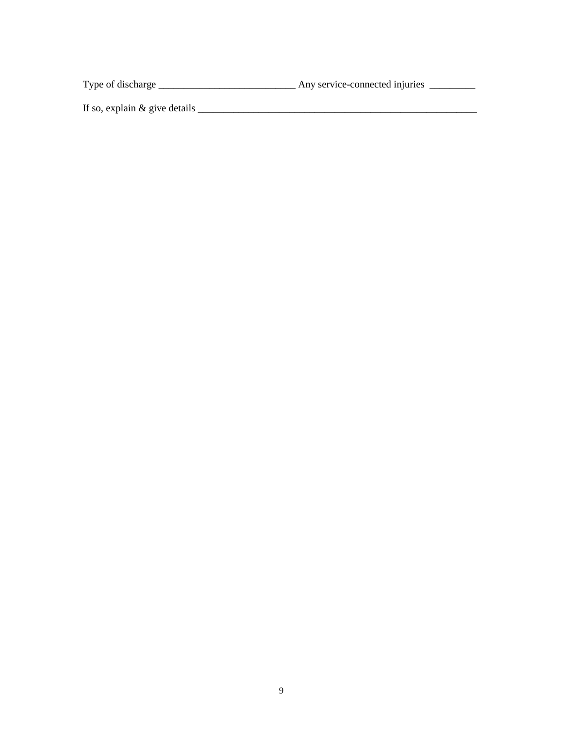Type of discharge ___________________________ Any service-connected injuries _________

If so, explain & give details _________________________________________________________